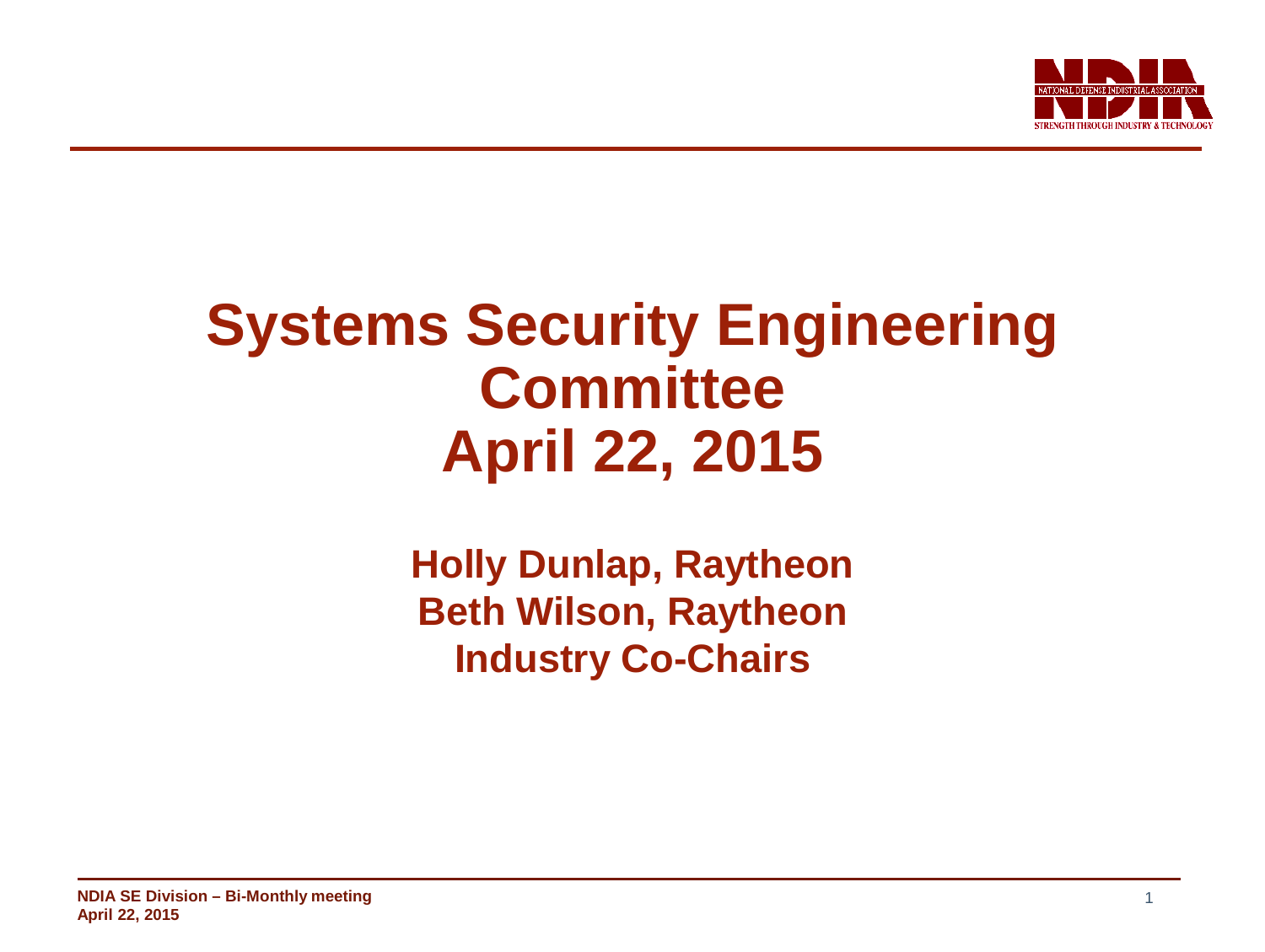# Systems Security Engineering Committee April 22, 2015

**Holly Dunlap, Raytheon**
**Beth Wilson, Raytheon**
**Industry Co-Chairs**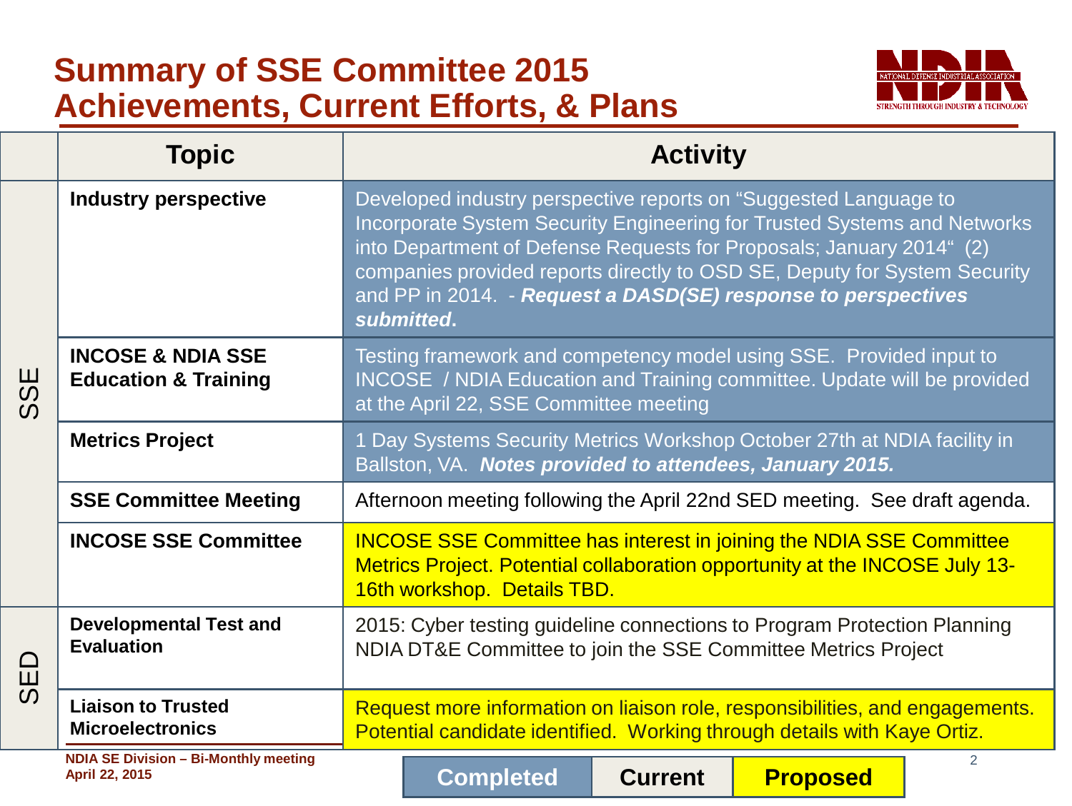# Summary of SSE Committee 2015 Achievements, Current Efforts, & Plans

| | Topic | Activity |
|---|---|---|
| SSE | **Industry perspective** | Developed industry perspective reports on "Suggested Language to Incorporate System Security Engineering for Trusted Systems and Networks into Department of Defense Requests for Proposals; January 2014" (2) companies provided reports directly to OSD SE, Deputy for System Security and PP in 2014. - ***Request a DASD(SE) response to perspectives submitted*.** |
| | **INCOSE & NDIA SSE Education & Training** | Testing framework and competency model using SSE. Provided input to INCOSE / NDIA Education and Training committee. Update will be provided at the April 22, SSE Committee meeting |
| | **Metrics Project** | 1 Day Systems Security Metrics Workshop October 27th at NDIA facility in Ballston, VA. ***Notes provided to attendees, January 2015.*** |
| | **SSE Committee Meeting** | Afternoon meeting following the April 22nd SED meeting. See draft agenda. |
| | **INCOSE SSE Committee** | INCOSE SSE Committee has interest in joining the NDIA SSE Committee Metrics Project. Potential collaboration opportunity at the INCOSE July 13-16th workshop. Details TBD. |
| SED | **Developmental Test and Evaluation** | 2015: Cyber testing guideline connections to Program Protection Planning NDIA DT&E Committee to join the SSE Committee Metrics Project |
| | **Liaison to Trusted Microelectronics** | Request more information on liaison role, responsibilities, and engagements. Potential candidate identified. Working through details with Kaye Ortiz. |

| Completed | Current | Proposed |
|---|---|---|

NDIA SE Division – Bi-Monthly meeting
April 22, 2015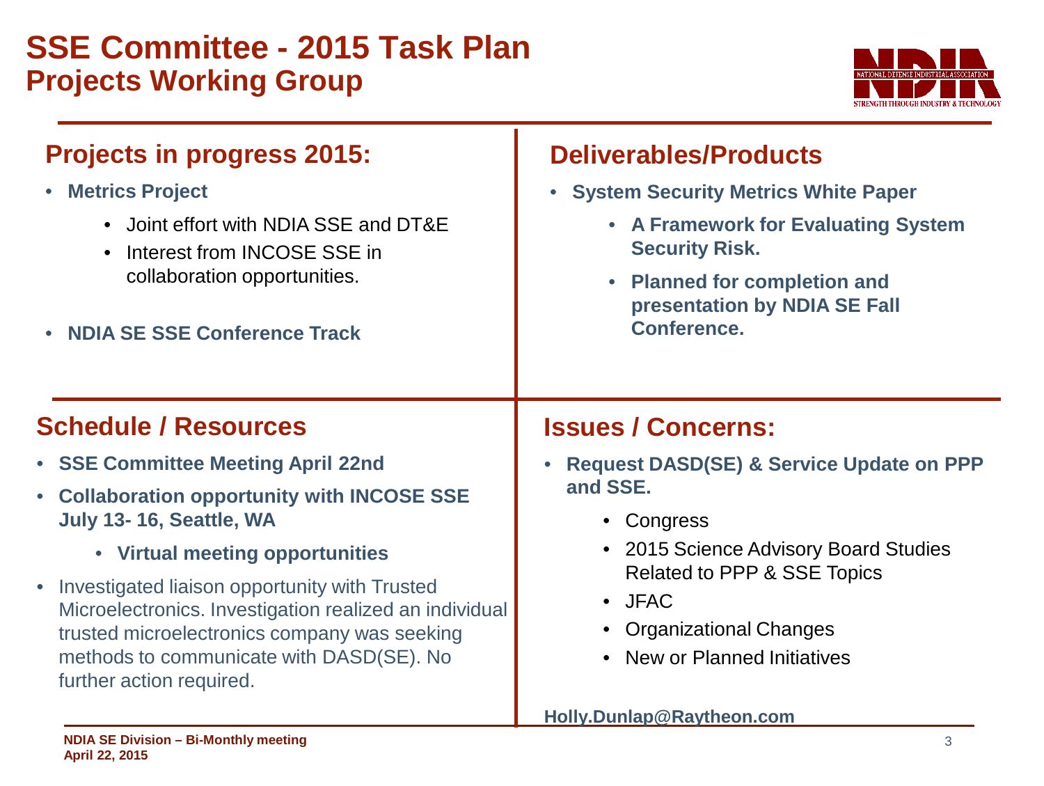# SSE Committee - 2015 Task Plan
## Projects Working Group

### Projects in progress 2015:

- **Metrics Project**
  - Joint effort with NDIA SSE and DT&E
  - Interest from INCOSE SSE in collaboration opportunities.
- **NDIA SE SSE Conference Track**

### Deliverables/Products

- **System Security Metrics White Paper**
  - **A Framework for Evaluating System Security Risk.**
  - **Planned for completion and presentation by NDIA SE Fall Conference.**

### Schedule / Resources

- **SSE Committee Meeting April 22nd**
- **Collaboration opportunity with INCOSE SSE July 13- 16, Seattle, WA**
  - **Virtual meeting opportunities**
- Investigated liaison opportunity with Trusted Microelectronics. Investigation realized an individual trusted microelectronics company was seeking methods to communicate with DASD(SE). No further action required.

### Issues / Concerns:

- **Request DASD(SE) & Service Update on PPP and SSE.**
  - Congress
  - 2015 Science Advisory Board Studies Related to PPP & SSE Topics
  - JFAC
  - Organizational Changes
  - New or Planned Initiatives

**Holly.Dunlap@Raytheon.com**

**NDIA SE Division – Bi-Monthly meeting**
**April 22, 2015**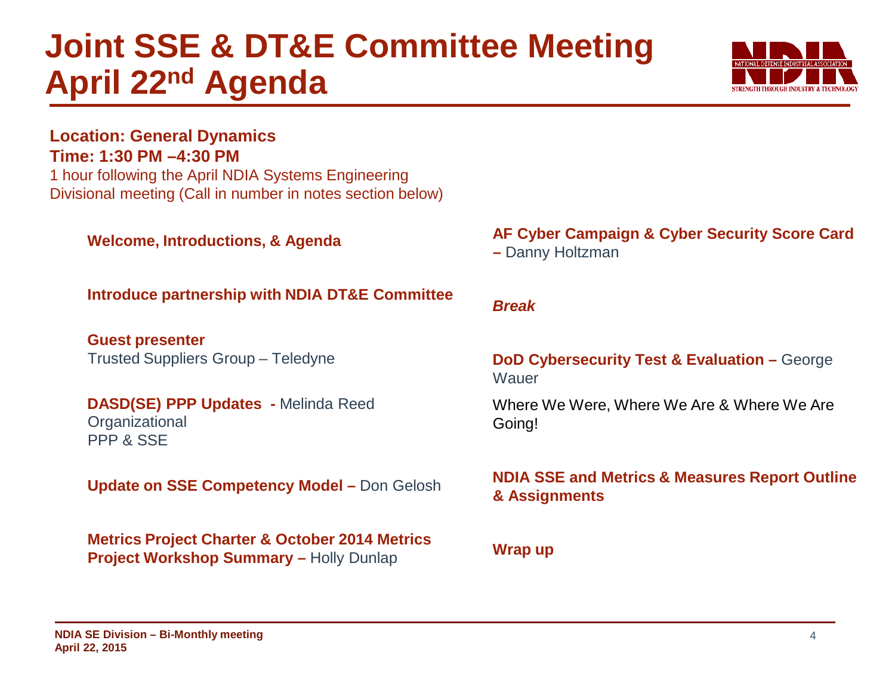# Joint SSE & DT&E Committee Meeting April 22nd Agenda

**Location: General Dynamics**
**Time: 1:30 PM –4:30 PM**
1 hour following the April NDIA Systems Engineering Divisional meeting (Call in number in notes section below)

**Welcome, Introductions, & Agenda**

**Introduce partnership with NDIA DT&E Committee**

**Guest presenter**
Trusted Suppliers Group – Teledyne

**DASD(SE) PPP Updates -** Melinda Reed
Organizational
PPP & SSE

**Update on SSE Competency Model –** Don Gelosh

**Metrics Project Charter & October 2014 Metrics Project Workshop Summary –** Holly Dunlap

**AF Cyber Campaign & Cyber Security Score Card –** Danny Holtzman

***Break***

**DoD Cybersecurity Test & Evaluation –** George Wauer

Where We Were, Where We Are & Where We Are Going!

**NDIA SSE and Metrics & Measures Report Outline & Assignments**

**Wrap up**

**NDIA SE Division – Bi-Monthly meeting**
**April 22, 2015**